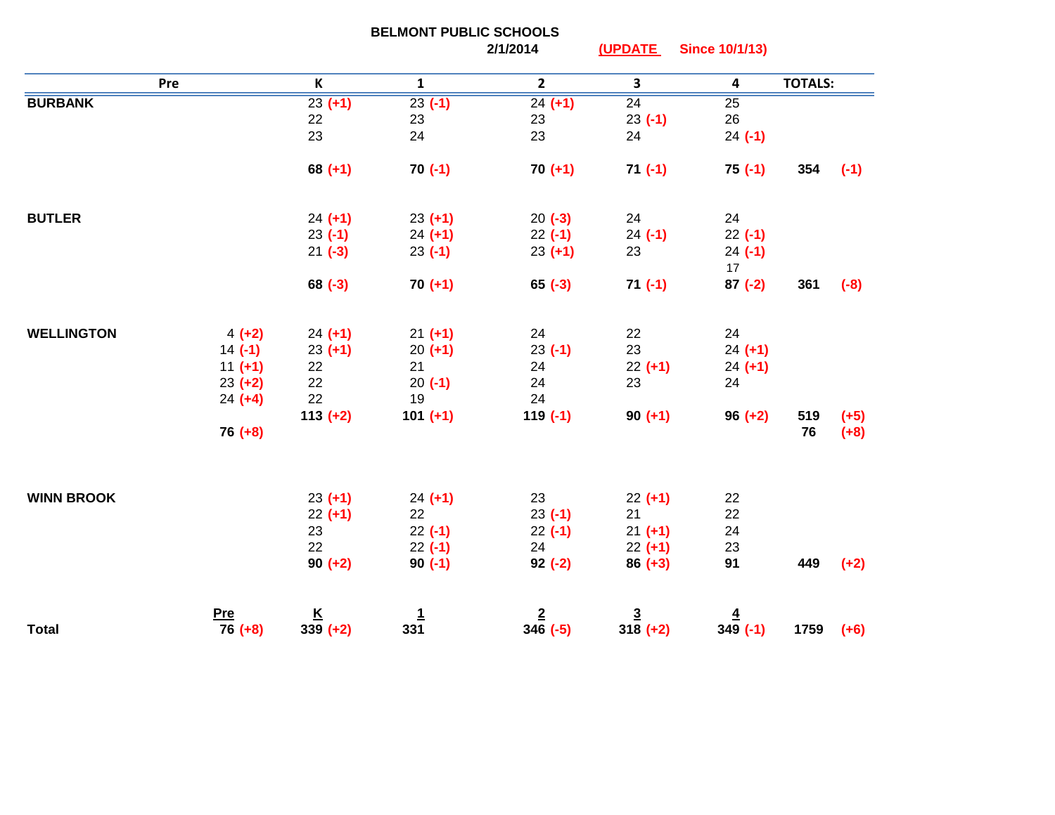**BELMONT PUBLIC SCHOOLS**

**2/1/2014** **(UPDATE Since 10/1/13)**

| | Pre | K | 1 | 2 | 3 | 4 | TOTALS: | |
|---|---|---|---|---|---|---|---|---|
| **BURBANK** | | 23 (+1) | 23 (-1) | 24 (+1) | 24 | 25 | | |
| | | 22 | 23 | 23 | 23 (-1) | 26 | | |
| | | 23 | 24 | 23 | 24 | 24 (-1) | | |
| | | **68 (+1)** | **70 (-1)** | **70 (+1)** | **71 (-1)** | **75 (-1)** | **354** | **(-1)** |
| **BUTLER** | | 24 (+1) | 23 (+1) | 20 (-3) | 24 | 24 | | |
| | | 23 (-1) | 24 (+1) | 22 (-1) | 24 (-1) | 22 (-1) | | |
| | | 21 (-3) | 23 (-1) | 23 (+1) | 23 | 24 (-1) | | |
| | | | | | | 17 | | |
| | | **68 (-3)** | **70 (+1)** | **65 (-3)** | **71 (-1)** | **87 (-2)** | **361** | **(-8)** |
| **WELLINGTON** | 4 (+2) | 24 (+1) | 21 (+1) | 24 | 22 | 24 | | |
| | 14 (-1) | 23 (+1) | 20 (+1) | 23 (-1) | 23 | 24 (+1) | | |
| | 11 (+1) | 22 | 21 | 24 | 22 (+1) | 24 (+1) | | |
| | 23 (+2) | 22 | 20 (-1) | 24 | 23 | 24 | | |
| | 24 (+4) | 22 | 19 | 24 | | | | |
| | | **113 (+2)** | **101 (+1)** | **119 (-1)** | **90 (+1)** | **96 (+2)** | **519** | **(+5)** |
| | **76 (+8)** | | | | | | **76** | **(+8)** |
| **WINN BROOK** | | 23 (+1) | 24 (+1) | 23 | 22 (+1) | 22 | | |
| | | 22 (+1) | 22 | 23 (-1) | 21 | 22 | | |
| | | 23 | 22 (-1) | 22 (-1) | 21 (+1) | 24 | | |
| | | 22 | 22 (-1) | 24 | 22 (+1) | 23 | | |
| | | **90 (+2)** | **90 (-1)** | **92 (-2)** | **86 (+3)** | **91** | **449** | **(+2)** |
| | **Pre** | **K** | **1** | **2** | **3** | **4** | | |
| **Total** | **76 (+8)** | **339 (+2)** | **331** | **346 (-5)** | **318 (+2)** | **349 (-1)** | **1759** | **(+6)** |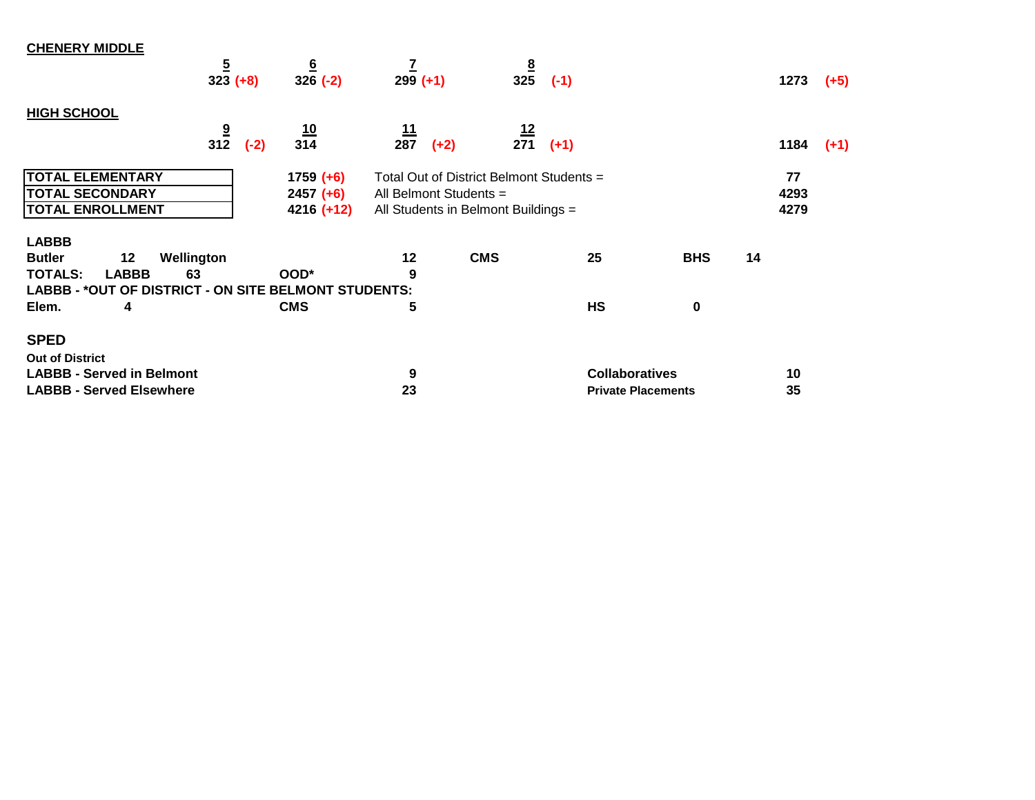**CHENERY MIDDLE**

| 5 | 6 | 7 | 8 | Total |
|---|---|---|---|---|
| 323 (+8) | 326 (-2) | 299 (+1) | 325 (-1) | 1273 (+5) |

**HIGH SCHOOL**

| 9 | 10 | 11 | 12 | Total |
|---|---|---|---|---|
| 312 (-2) | 314 | 287 (+2) | 271 (+1) | 1184 (+1) |

| | | | |
|---|---|---|---|
| **TOTAL ELEMENTARY** | **1759 (+6)** | Total Out of District Belmont Students = | **77** |
| **TOTAL SECONDARY** | **2457 (+6)** | All Belmont Students = | **4293** |
| **TOTAL ENROLLMENT** | **4216 (+12)** | All Students in Belmont Buildings = | **4279** |

**LABBB**

| | | | | | | | |
|---|---|---|---|---|---|---|---|
| **Butler** | **12** | **Wellington** | **12** | **CMS** | **25** | **BHS** | **14** |
| **TOTALS:** | **LABBB** | **63** | **OOD*** | **9** | | | |

**LABBB - *OUT OF DISTRICT - ON SITE BELMONT STUDENTS:**

| | | | | | |
|---|---|---|---|---|---|
| **Elem.** | **4** | **CMS** | **5** | **HS** | **0** |

## SPED

**Out of District**

| | | | |
|---|---|---|---|
| **LABBB - Served in Belmont** | **9** | **Collaboratives** | **10** |
| **LABBB - Served Elsewhere** | **23** | **Private Placements** | **35** |